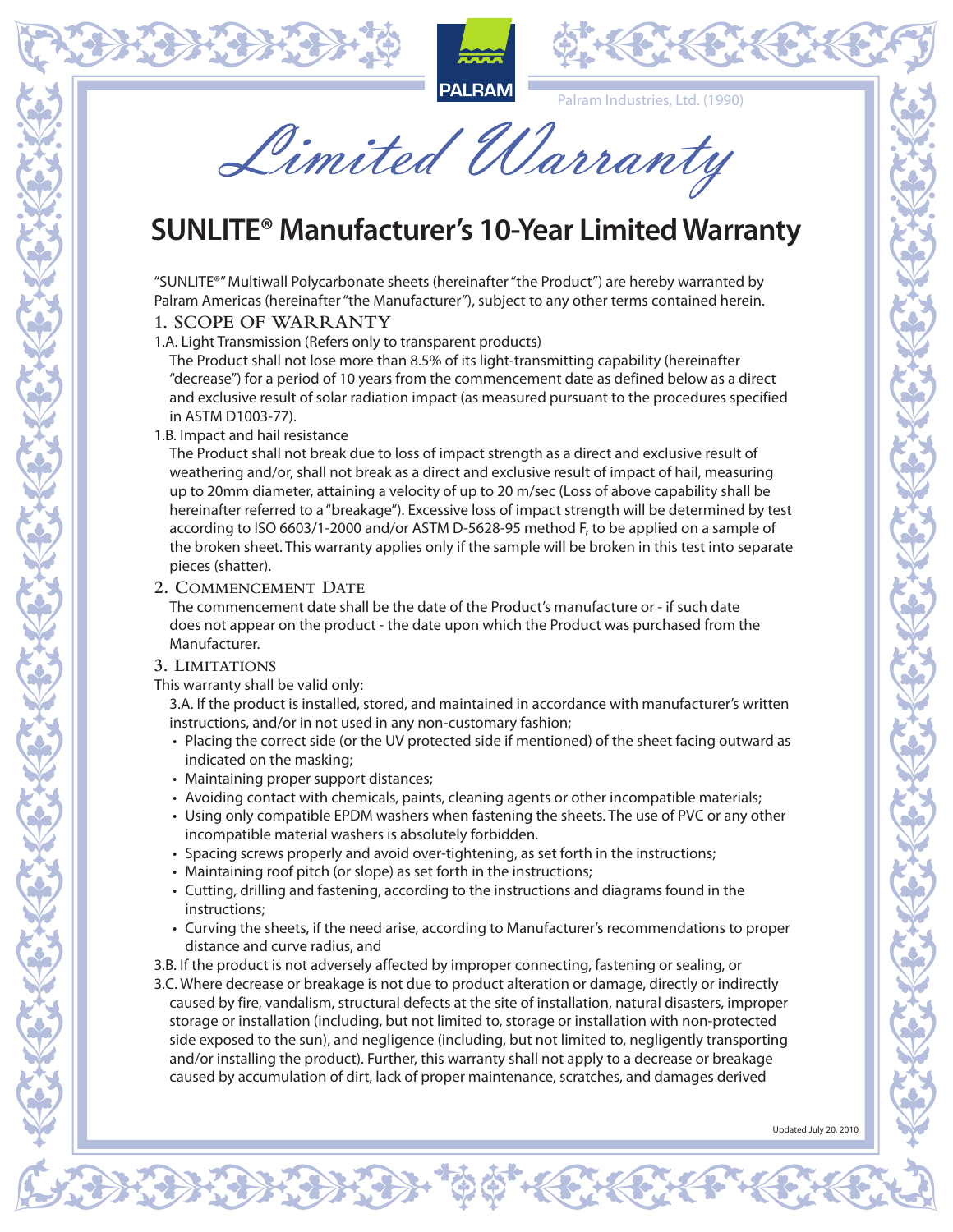PALRAM

Palram Industries, Ltd. (1990)

# Limited Warranty

## SUNLITE® Manufacturer's 10-Year Limited Warranty

"SUNLITE®" Multiwall Polycarbonate sheets (hereinafter "the Product") are hereby warranted by Palram Americas (hereinafter "the Manufacturer"), subject to any other terms contained herein.

### 1. SCOPE OF WARRANTY

1.A. Light Transmission (Refers only to transparent products)

The Product shall not lose more than 8.5% of its light-transmitting capability (hereinafter "decrease") for a period of 10 years from the commencement date as defined below as a direct and exclusive result of solar radiation impact (as measured pursuant to the procedures specified in ASTM D1003-77).

1.B. Impact and hail resistance

The Product shall not break due to loss of impact strength as a direct and exclusive result of weathering and/or, shall not break as a direct and exclusive result of impact of hail, measuring up to 20mm diameter, attaining a velocity of up to 20 m/sec (Loss of above capability shall be hereinafter referred to a "breakage"). Excessive loss of impact strength will be determined by test according to ISO 6603/1-2000 and/or ASTM D-5628-95 method F, to be applied on a sample of the broken sheet. This warranty applies only if the sample will be broken in this test into separate pieces (shatter).

### 2. Commencement Date

The commencement date shall be the date of the Product's manufacture or - if such date does not appear on the product - the date upon which the Product was purchased from the Manufacturer.

### 3. Limitations

This warranty shall be valid only:

3.A. If the product is installed, stored, and maintained in accordance with manufacturer's written instructions, and/or in not used in any non-customary fashion;

- Placing the correct side (or the UV protected side if mentioned) of the sheet facing outward as indicated on the masking;
- Maintaining proper support distances;
- Avoiding contact with chemicals, paints, cleaning agents or other incompatible materials;
- Using only compatible EPDM washers when fastening the sheets. The use of PVC or any other incompatible material washers is absolutely forbidden.
- Spacing screws properly and avoid over-tightening, as set forth in the instructions;
- Maintaining roof pitch (or slope) as set forth in the instructions;
- Cutting, drilling and fastening, according to the instructions and diagrams found in the instructions;
- Curving the sheets, if the need arise, according to Manufacturer's recommendations to proper distance and curve radius, and

3.B. If the product is not adversely affected by improper connecting, fastening or sealing, or

3.C. Where decrease or breakage is not due to product alteration or damage, directly or indirectly caused by fire, vandalism, structural defects at the site of installation, natural disasters, improper storage or installation (including, but not limited to, storage or installation with non-protected side exposed to the sun), and negligence (including, but not limited to, negligently transporting and/or installing the product). Further, this warranty shall not apply to a decrease or breakage caused by accumulation of dirt, lack of proper maintenance, scratches, and damages derived

Updated July 20, 2010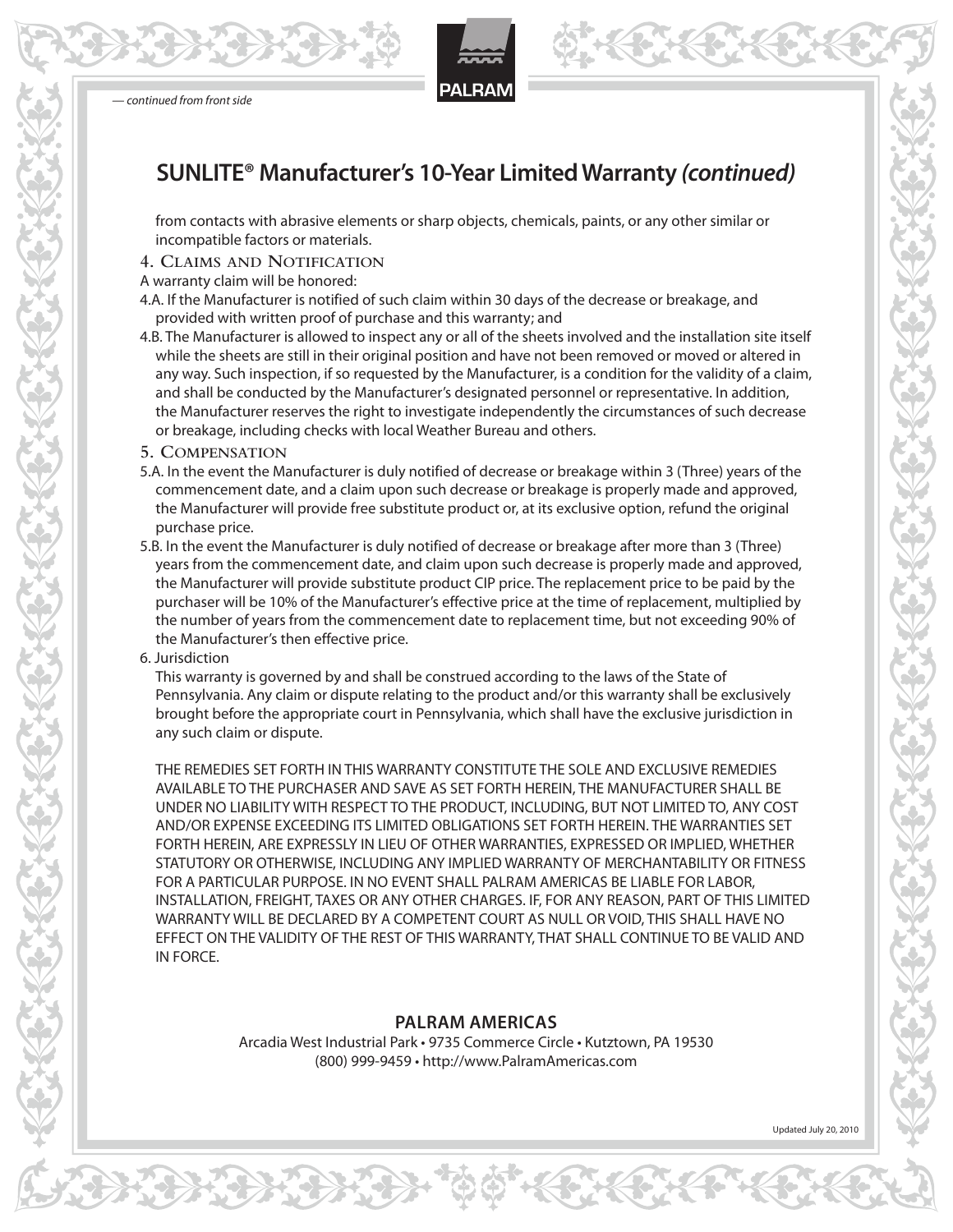— *continued from front side*

# SUNLITE® Manufacturer's 10-Year Limited Warranty *(continued)*

from contacts with abrasive elements or sharp objects, chemicals, paints, or any other similar or incompatible factors or materials.

## 4. Claims and Notification

A warranty claim will be honored:

4.A. If the Manufacturer is notified of such claim within 30 days of the decrease or breakage, and provided with written proof of purchase and this warranty; and

4.B. The Manufacturer is allowed to inspect any or all of the sheets involved and the installation site itself while the sheets are still in their original position and have not been removed or moved or altered in any way. Such inspection, if so requested by the Manufacturer, is a condition for the validity of a claim, and shall be conducted by the Manufacturer's designated personnel or representative. In addition, the Manufacturer reserves the right to investigate independently the circumstances of such decrease or breakage, including checks with local Weather Bureau and others.

## 5. Compensation

5.A. In the event the Manufacturer is duly notified of decrease or breakage within 3 (Three) years of the commencement date, and a claim upon such decrease or breakage is properly made and approved, the Manufacturer will provide free substitute product or, at its exclusive option, refund the original purchase price.

5.B. In the event the Manufacturer is duly notified of decrease or breakage after more than 3 (Three) years from the commencement date, and claim upon such decrease is properly made and approved, the Manufacturer will provide substitute product CIP price. The replacement price to be paid by the purchaser will be 10% of the Manufacturer's effective price at the time of replacement, multiplied by the number of years from the commencement date to replacement time, but not exceeding 90% of the Manufacturer's then effective price.

## 6. Jurisdiction

This warranty is governed by and shall be construed according to the laws of the State of Pennsylvania. Any claim or dispute relating to the product and/or this warranty shall be exclusively brought before the appropriate court in Pennsylvania, which shall have the exclusive jurisdiction in any such claim or dispute.

THE REMEDIES SET FORTH IN THIS WARRANTY CONSTITUTE THE SOLE AND EXCLUSIVE REMEDIES AVAILABLE TO THE PURCHASER AND SAVE AS SET FORTH HEREIN, THE MANUFACTURER SHALL BE UNDER NO LIABILITY WITH RESPECT TO THE PRODUCT, INCLUDING, BUT NOT LIMITED TO, ANY COST AND/OR EXPENSE EXCEEDING ITS LIMITED OBLIGATIONS SET FORTH HEREIN. THE WARRANTIES SET FORTH HEREIN, ARE EXPRESSLY IN LIEU OF OTHER WARRANTIES, EXPRESSED OR IMPLIED, WHETHER STATUTORY OR OTHERWISE, INCLUDING ANY IMPLIED WARRANTY OF MERCHANTABILITY OR FITNESS FOR A PARTICULAR PURPOSE. IN NO EVENT SHALL PALRAM AMERICAS BE LIABLE FOR LABOR, INSTALLATION, FREIGHT, TAXES OR ANY OTHER CHARGES. IF, FOR ANY REASON, PART OF THIS LIMITED WARRANTY WILL BE DECLARED BY A COMPETENT COURT AS NULL OR VOID, THIS SHALL HAVE NO EFFECT ON THE VALIDITY OF THE REST OF THIS WARRANTY, THAT SHALL CONTINUE TO BE VALID AND IN FORCE.

**PALRAM AMERICAS**

Arcadia West Industrial Park • 9735 Commerce Circle • Kutztown, PA 19530
(800) 999-9459 • http://www.PalramAmericas.com

Updated July 20, 2010